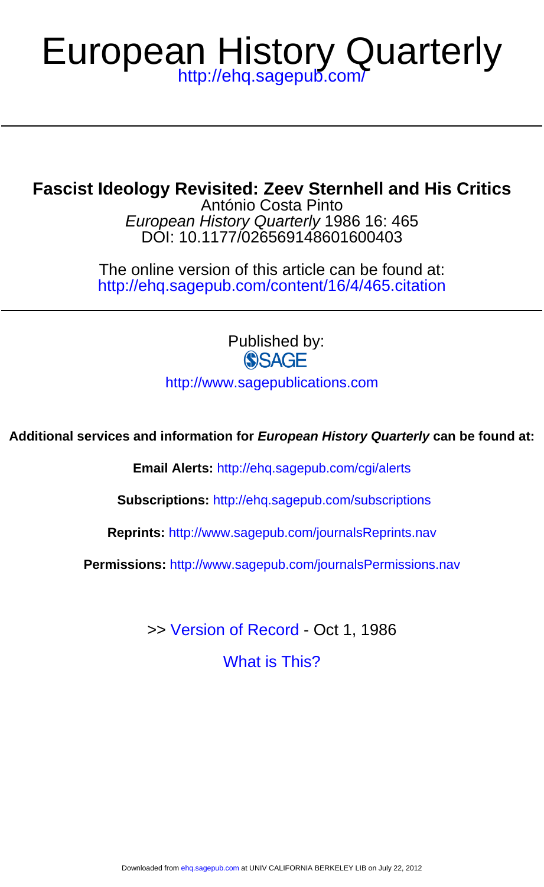# European History Quarterly

http://ehq.sagepub.com/

## Fascist Ideology Revisited: Zeev Sternhell and His Critics

António Costa Pinto

*European History Quarterly* 1986 16: 465

DOI: 10.1177/026569148601600403

The online version of this article can be found at:
http://ehq.sagepub.com/content/16/4/465.citation

Published by:

SAGE

http://www.sagepublications.com

**Additional services and information for *European History Quarterly* can be found at:**

**Email Alerts:** http://ehq.sagepub.com/cgi/alerts

**Subscriptions:** http://ehq.sagepub.com/subscriptions

**Reprints:** http://www.sagepub.com/journalsReprints.nav

**Permissions:** http://www.sagepub.com/journalsPermissions.nav

>> Version of Record - Oct 1, 1986

What is This?

Downloaded from ehq.sagepub.com at UNIV CALIFORNIA BERKELEY LIB on July 22, 2012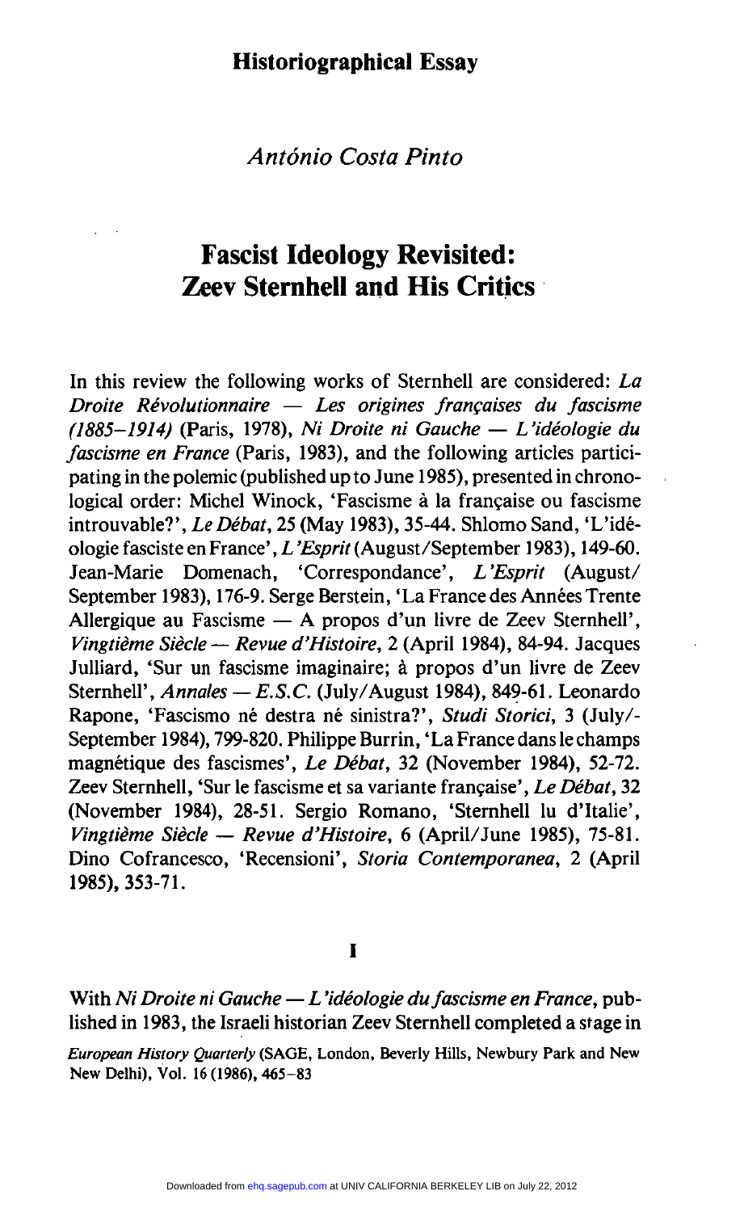## Historiographical Essay

*António Costa Pinto*

# Fascist Ideology Revisited: Zeev Sternhell and His Critics

In this review the following works of Sternhell are considered: *La Droite Révolutionnaire — Les origines françaises du fascisme (1885–1914)* (Paris, 1978), *Ni Droite ni Gauche — L'idéologie du fascisme en France* (Paris, 1983), and the following articles participating in the polemic (published up to June 1985), presented in chronological order: Michel Winock, 'Fascisme à la française ou fascisme introuvable?', *Le Débat*, 25 (May 1983), 35-44. Shlomo Sand, 'L'idéologie fasciste en France', *L'Esprit* (August/September 1983), 149-60. Jean-Marie Domenach, 'Correspondance', *L'Esprit* (August/September 1983), 176-9. Serge Berstein, 'La France des Années Trente Allergique au Fascisme — A propos d'un livre de Zeev Sternhell', *Vingtième Siècle — Revue d'Histoire*, 2 (April 1984), 84-94. Jacques Julliard, 'Sur un fascisme imaginaire; à propos d'un livre de Zeev Sternhell', *Annales — E.S.C.* (July/August 1984), 849-61. Leonardo Rapone, 'Fascismo né destra né sinistra?', *Studi Storici*, 3 (July/September 1984), 799-820. Philippe Burrin, 'La France dans le champs magnétique des fascismes', *Le Débat*, 32 (November 1984), 52-72. Zeev Sternhell, 'Sur le fascisme et sa variante française', *Le Débat*, 32 (November 1984), 28-51. Sergio Romano, 'Sternhell lu d'Italie', *Vingtième Siècle — Revue d'Histoire*, 6 (April/June 1985), 75-81. Dino Cofrancesco, 'Recensioni', *Storia Contemporanea*, 2 (April 1985), 353-71.

## I

With *Ni Droite ni Gauche — L'idéologie du fascisme en France*, published in 1983, the Israeli historian Zeev Sternhell completed a stage in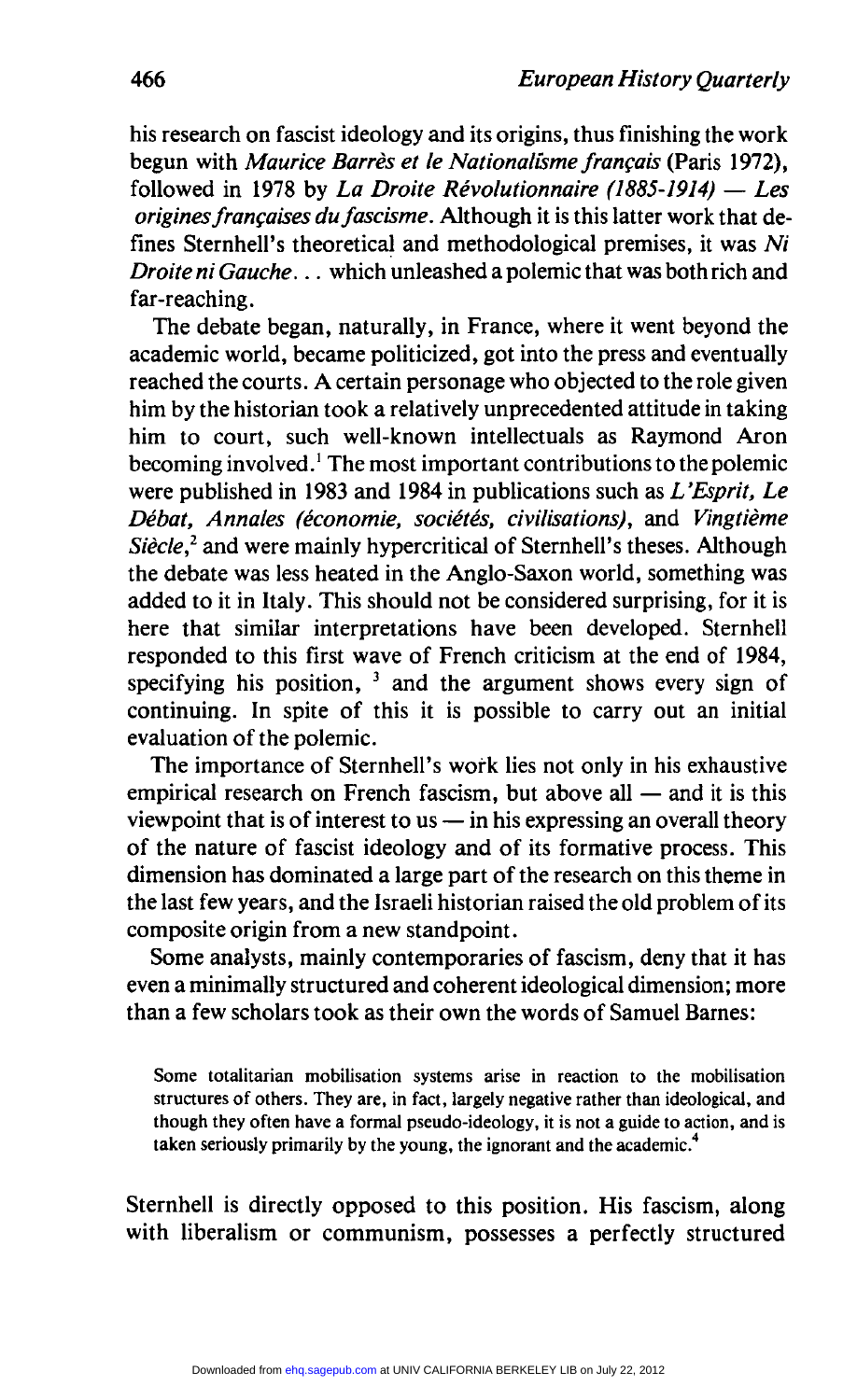his research on fascist ideology and its origins, thus finishing the work begun with *Maurice Barrès et le Nationalisme français* (Paris 1972), followed in 1978 by *La Droite Révolutionnaire (1885-1914) — Les origines françaises du fascisme*. Although it is this latter work that defines Sternhell's theoretical and methodological premises, it was *Ni Droite ni Gauche*... which unleashed a polemic that was both rich and far-reaching.

The debate began, naturally, in France, where it went beyond the academic world, became politicized, got into the press and eventually reached the courts. A certain personage who objected to the role given him by the historian took a relatively unprecedented attitude in taking him to court, such well-known intellectuals as Raymond Aron becoming involved.[1] The most important contributions to the polemic were published in 1983 and 1984 in publications such as *L'Esprit*, *Le Débat*, *Annales (économie, sociétés, civilisations)*, and *Vingtième Siècle*,[2] and were mainly hypercritical of Sternhell's theses. Although the debate was less heated in the Anglo-Saxon world, something was added to it in Italy. This should not be considered surprising, for it is here that similar interpretations have been developed. Sternhell responded to this first wave of French criticism at the end of 1984, specifying his position, [3] and the argument shows every sign of continuing. In spite of this it is possible to carry out an initial evaluation of the polemic.

The importance of Sternhell's work lies not only in his exhaustive empirical research on French fascism, but above all — and it is this viewpoint that is of interest to us — in his expressing an overall theory of the nature of fascist ideology and of its formative process. This dimension has dominated a large part of the research on this theme in the last few years, and the Israeli historian raised the old problem of its composite origin from a new standpoint.

Some analysts, mainly contemporaries of fascism, deny that it has even a minimally structured and coherent ideological dimension; more than a few scholars took as their own the words of Samuel Barnes:

> Some totalitarian mobilisation systems arise in reaction to the mobilisation structures of others. They are, in fact, largely negative rather than ideological, and though they often have a formal pseudo-ideology, it is not a guide to action, and is taken seriously primarily by the young, the ignorant and the academic.[4]

Sternhell is directly opposed to this position. His fascism, along with liberalism or communism, possesses a perfectly structured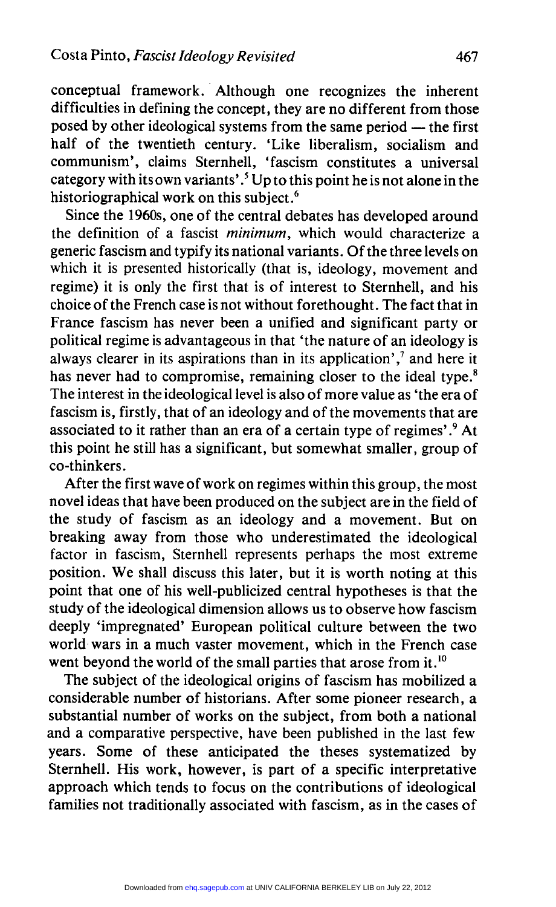conceptual framework. Although one recognizes the inherent difficulties in defining the concept, they are no different from those posed by other ideological systems from the same period — the first half of the twentieth century. 'Like liberalism, socialism and communism', claims Sternhell, 'fascism constitutes a universal category with its own variants'.[5] Up to this point he is not alone in the historiographical work on this subject.[6]

Since the 1960s, one of the central debates has developed around the definition of a fascist *minimum*, which would characterize a generic fascism and typify its national variants. Of the three levels on which it is presented historically (that is, ideology, movement and regime) it is only the first that is of interest to Sternhell, and his choice of the French case is not without forethought. The fact that in France fascism has never been a unified and significant party or political regime is advantageous in that 'the nature of an ideology is always clearer in its aspirations than in its application',[7] and here it has never had to compromise, remaining closer to the ideal type.[8] The interest in the ideological level is also of more value as 'the era of fascism is, firstly, that of an ideology and of the movements that are associated to it rather than an era of a certain type of regimes'.[9] At this point he still has a significant, but somewhat smaller, group of co-thinkers.

After the first wave of work on regimes within this group, the most novel ideas that have been produced on the subject are in the field of the study of fascism as an ideology and a movement. But on breaking away from those who underestimated the ideological factor in fascism, Sternhell represents perhaps the most extreme position. We shall discuss this later, but it is worth noting at this point that one of his well-publicized central hypotheses is that the study of the ideological dimension allows us to observe how fascism deeply 'impregnated' European political culture between the two world wars in a much vaster movement, which in the French case went beyond the world of the small parties that arose from it.[10]

The subject of the ideological origins of fascism has mobilized a considerable number of historians. After some pioneer research, a substantial number of works on the subject, from both a national and a comparative perspective, have been published in the last few years. Some of these anticipated the theses systematized by Sternhell. His work, however, is part of a specific interpretative approach which tends to focus on the contributions of ideological families not traditionally associated with fascism, as in the cases of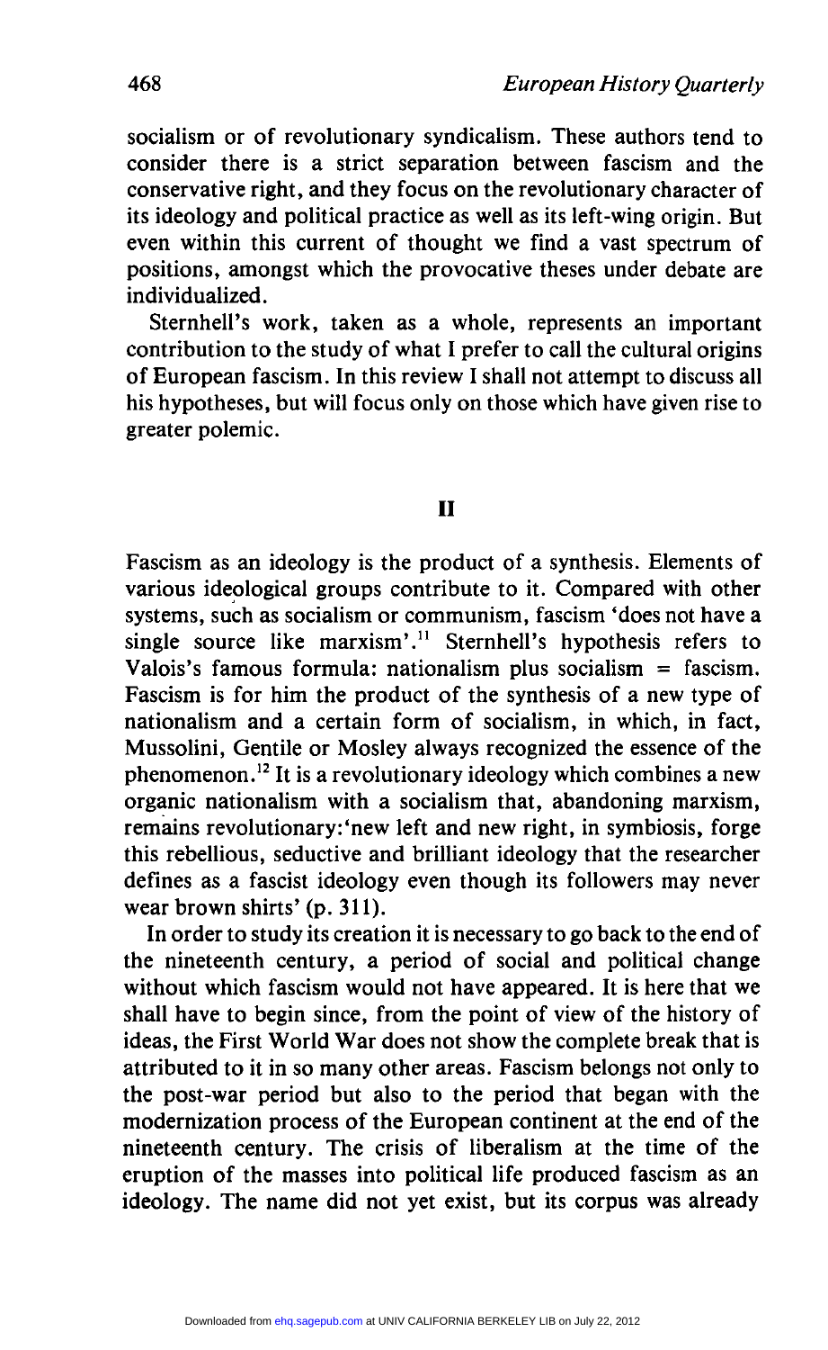socialism or of revolutionary syndicalism. These authors tend to consider there is a strict separation between fascism and the conservative right, and they focus on the revolutionary character of its ideology and political practice as well as its left-wing origin. But even within this current of thought we find a vast spectrum of positions, amongst which the provocative theses under debate are individualized.

Sternhell's work, taken as a whole, represents an important contribution to the study of what I prefer to call the cultural origins of European fascism. In this review I shall not attempt to discuss all his hypotheses, but will focus only on those which have given rise to greater polemic.

## II

Fascism as an ideology is the product of a synthesis. Elements of various ideological groups contribute to it. Compared with other systems, such as socialism or communism, fascism 'does not have a single source like marxism'.[11] Sternhell's hypothesis refers to Valois's famous formula: nationalism plus socialism = fascism. Fascism is for him the product of the synthesis of a new type of nationalism and a certain form of socialism, in which, in fact, Mussolini, Gentile or Mosley always recognized the essence of the phenomenon.[12] It is a revolutionary ideology which combines a new organic nationalism with a socialism that, abandoning marxism, remains revolutionary:'new left and new right, in symbiosis, forge this rebellious, seductive and brilliant ideology that the researcher defines as a fascist ideology even though its followers may never wear brown shirts' (p. 311).

In order to study its creation it is necessary to go back to the end of the nineteenth century, a period of social and political change without which fascism would not have appeared. It is here that we shall have to begin since, from the point of view of the history of ideas, the First World War does not show the complete break that is attributed to it in so many other areas. Fascism belongs not only to the post-war period but also to the period that began with the modernization process of the European continent at the end of the nineteenth century. The crisis of liberalism at the time of the eruption of the masses into political life produced fascism as an ideology. The name did not yet exist, but its corpus was already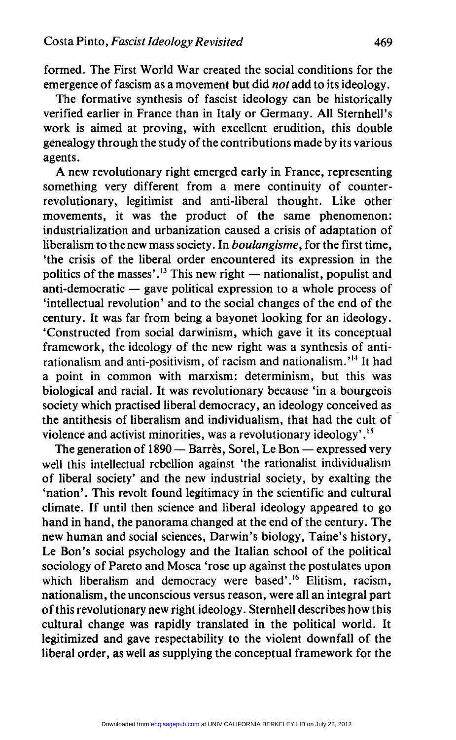formed. The First World War created the social conditions for the emergence of fascism as a movement but did *not* add to its ideology.

The formative synthesis of fascist ideology can be historically verified earlier in France than in Italy or Germany. All Sternhell's work is aimed at proving, with excellent erudition, this double genealogy through the study of the contributions made by its various agents.

A new revolutionary right emerged early in France, representing something very different from a mere continuity of counter-revolutionary, legitimist and anti-liberal thought. Like other movements, it was the product of the same phenomenon: industrialization and urbanization caused a crisis of adaptation of liberalism to the new mass society. In *boulangisme*, for the first time, 'the crisis of the liberal order encountered its expression in the politics of the masses'.[13] This new right — nationalist, populist and anti-democratic — gave political expression to a whole process of 'intellectual revolution' and to the social changes of the end of the century. It was far from being a bayonet looking for an ideology. 'Constructed from social darwinism, which gave it its conceptual framework, the ideology of the new right was a synthesis of anti-rationalism and anti-positivism, of racism and nationalism.'[14] It had a point in common with marxism: determinism, but this was biological and racial. It was revolutionary because 'in a bourgeois society which practised liberal democracy, an ideology conceived as the antithesis of liberalism and individualism, that had the cult of violence and activist minorities, was a revolutionary ideology'.[15]

The generation of 1890 — Barrès, Sorel, Le Bon — expressed very well this intellectual rebellion against 'the rationalist individualism of liberal society' and the new industrial society, by exalting the 'nation'. This revolt found legitimacy in the scientific and cultural climate. If until then science and liberal ideology appeared to go hand in hand, the panorama changed at the end of the century. The new human and social sciences, Darwin's biology, Taine's history, Le Bon's social psychology and the Italian school of the political sociology of Pareto and Mosca 'rose up against the postulates upon which liberalism and democracy were based'.[16] Elitism, racism, nationalism, the unconscious versus reason, were all an integral part of this revolutionary new right ideology. Sternhell describes how this cultural change was rapidly translated in the political world. It legitimized and gave respectability to the violent downfall of the liberal order, as well as supplying the conceptual framework for the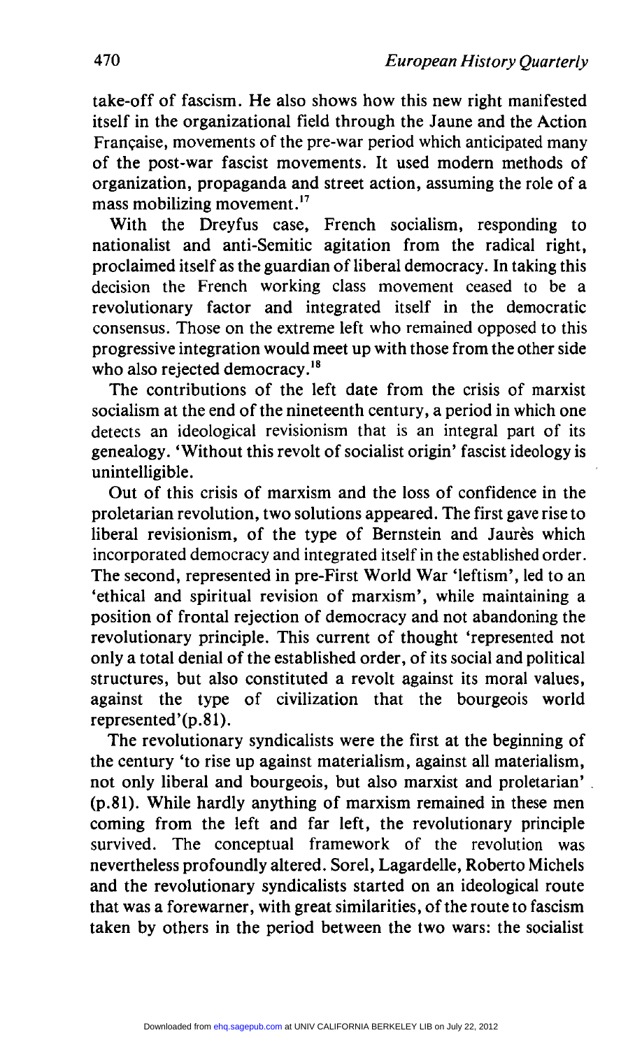take-off of fascism. He also shows how this new right manifested itself in the organizational field through the Jaune and the Action Française, movements of the pre-war period which anticipated many of the post-war fascist movements. It used modern methods of organization, propaganda and street action, assuming the role of a mass mobilizing movement.[17]

With the Dreyfus case, French socialism, responding to nationalist and anti-Semitic agitation from the radical right, proclaimed itself as the guardian of liberal democracy. In taking this decision the French working class movement ceased to be a revolutionary factor and integrated itself in the democratic consensus. Those on the extreme left who remained opposed to this progressive integration would meet up with those from the other side who also rejected democracy.[18]

The contributions of the left date from the crisis of marxist socialism at the end of the nineteenth century, a period in which one detects an ideological revisionism that is an integral part of its genealogy. 'Without this revolt of socialist origin' fascist ideology is unintelligible.

Out of this crisis of marxism and the loss of confidence in the proletarian revolution, two solutions appeared. The first gave rise to liberal revisionism, of the type of Bernstein and Jaurès which incorporated democracy and integrated itself in the established order. The second, represented in pre-First World War 'leftism', led to an 'ethical and spiritual revision of marxism', while maintaining a position of frontal rejection of democracy and not abandoning the revolutionary principle. This current of thought 'represented not only a total denial of the established order, of its social and political structures, but also constituted a revolt against its moral values, against the type of civilization that the bourgeois world represented'(p.81).

The revolutionary syndicalists were the first at the beginning of the century 'to rise up against materialism, against all materialism, not only liberal and bourgeois, but also marxist and proletarian' (p.81). While hardly anything of marxism remained in these men coming from the left and far left, the revolutionary principle survived. The conceptual framework of the revolution was nevertheless profoundly altered. Sorel, Lagardelle, Roberto Michels and the revolutionary syndicalists started on an ideological route that was a forewarner, with great similarities, of the route to fascism taken by others in the period between the two wars: the socialist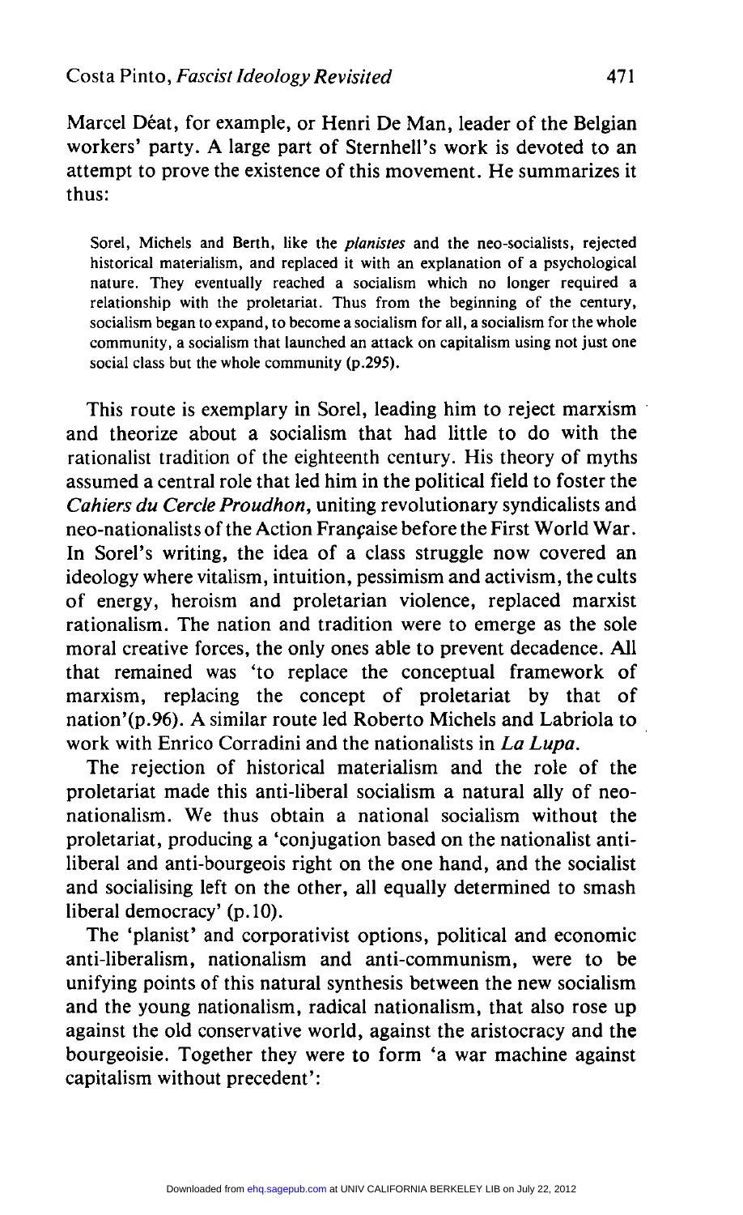Marcel Déat, for example, or Henri De Man, leader of the Belgian workers' party. A large part of Sternhell's work is devoted to an attempt to prove the existence of this movement. He summarizes it thus:

> Sorel, Michels and Berth, like the *planistes* and the neo-socialists, rejected historical materialism, and replaced it with an explanation of a psychological nature. They eventually reached a socialism which no longer required a relationship with the proletariat. Thus from the beginning of the century, socialism began to expand, to become a socialism for all, a socialism for the whole community, a socialism that launched an attack on capitalism using not just one social class but the whole community (p.295).

This route is exemplary in Sorel, leading him to reject marxism and theorize about a socialism that had little to do with the rationalist tradition of the eighteenth century. His theory of myths assumed a central role that led him in the political field to foster the *Cahiers du Cercle Proudhon*, uniting revolutionary syndicalists and neo-nationalists of the Action Française before the First World War. In Sorel's writing, the idea of a class struggle now covered an ideology where vitalism, intuition, pessimism and activism, the cults of energy, heroism and proletarian violence, replaced marxist rationalism. The nation and tradition were to emerge as the sole moral creative forces, the only ones able to prevent decadence. All that remained was 'to replace the conceptual framework of marxism, replacing the concept of proletariat by that of nation'(p.96). A similar route led Roberto Michels and Labriola to work with Enrico Corradini and the nationalists in *La Lupa*.

The rejection of historical materialism and the role of the proletariat made this anti-liberal socialism a natural ally of neo-nationalism. We thus obtain a national socialism without the proletariat, producing a 'conjugation based on the nationalist anti-liberal and anti-bourgeois right on the one hand, and the socialist and socialising left on the other, all equally determined to smash liberal democracy' (p.10).

The 'planist' and corporativist options, political and economic anti-liberalism, nationalism and anti-communism, were to be unifying points of this natural synthesis between the new socialism and the young nationalism, radical nationalism, that also rose up against the old conservative world, against the aristocracy and the bourgeoisie. Together they were to form 'a war machine against capitalism without precedent':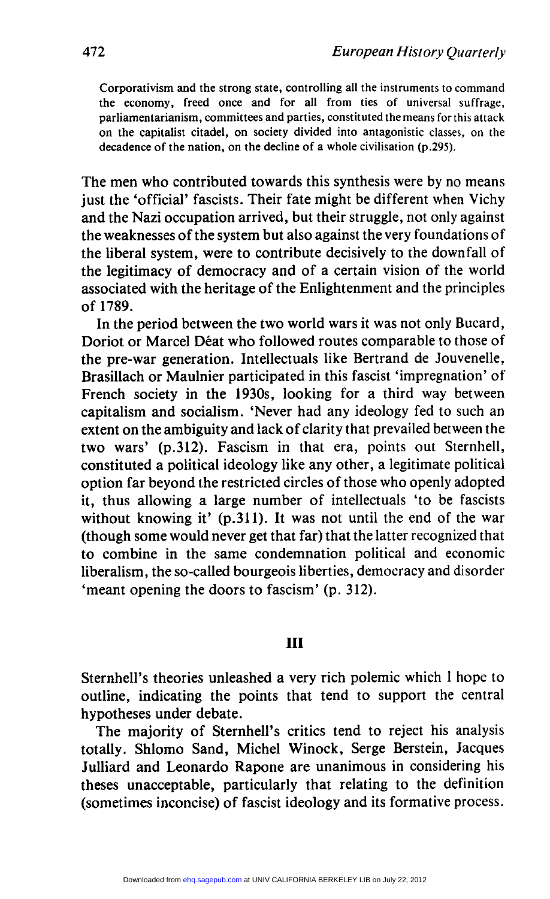> Corporativism and the strong state, controlling all the instruments to command the economy, freed once and for all from ties of universal suffrage, parliamentarianism, committees and parties, constituted the means for this attack on the capitalist citadel, on society divided into antagonistic classes, on the decadence of the nation, on the decline of a whole civilisation (p.295).

The men who contributed towards this synthesis were by no means just the 'official' fascists. Their fate might be different when Vichy and the Nazi occupation arrived, but their struggle, not only against the weaknesses of the system but also against the very foundations of the liberal system, were to contribute decisively to the downfall of the legitimacy of democracy and of a certain vision of the world associated with the heritage of the Enlightenment and the principles of 1789.

In the period between the two world wars it was not only Bucard, Doriot or Marcel Déat who followed routes comparable to those of the pre-war generation. Intellectuals like Bertrand de Jouvenelle, Brasillach or Maulnier participated in this fascist 'impregnation' of French society in the 1930s, looking for a third way between capitalism and socialism. 'Never had any ideology fed to such an extent on the ambiguity and lack of clarity that prevailed between the two wars' (p.312). Fascism in that era, points out Sternhell, constituted a political ideology like any other, a legitimate political option far beyond the restricted circles of those who openly adopted it, thus allowing a large number of intellectuals 'to be fascists without knowing it' (p.311). It was not until the end of the war (though some would never get that far) that the latter recognized that to combine in the same condemnation political and economic liberalism, the so-called bourgeois liberties, democracy and disorder 'meant opening the doors to fascism' (p. 312).

## III

Sternhell's theories unleashed a very rich polemic which I hope to outline, indicating the points that tend to support the central hypotheses under debate.

The majority of Sternhell's critics tend to reject his analysis totally. Shlomo Sand, Michel Winock, Serge Berstein, Jacques Julliard and Leonardo Rapone are unanimous in considering his theses unacceptable, particularly that relating to the definition (sometimes inconcise) of fascist ideology and its formative process.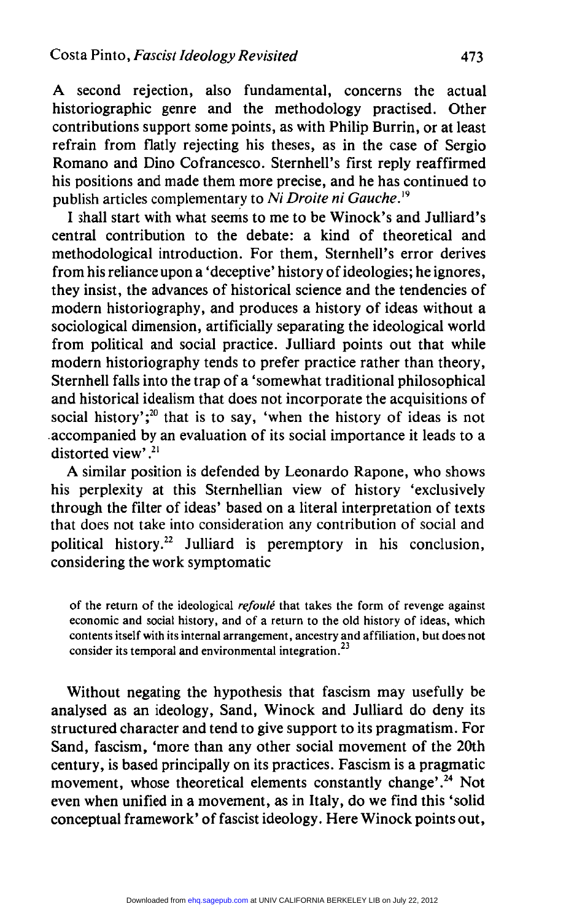A second rejection, also fundamental, concerns the actual historiographic genre and the methodology practised. Other contributions support some points, as with Philip Burrin, or at least refrain from flatly rejecting his theses, as in the case of Sergio Romano and Dino Cofrancesco. Sternhell's first reply reaffirmed his positions and made them more precise, and he has continued to publish articles complementary to *Ni Droite ni Gauche*.[19]

I shall start with what seems to me to be Winock's and Julliard's central contribution to the debate: a kind of theoretical and methodological introduction. For them, Sternhell's error derives from his reliance upon a 'deceptive' history of ideologies; he ignores, they insist, the advances of historical science and the tendencies of modern historiography, and produces a history of ideas without a sociological dimension, artificially separating the ideological world from political and social practice. Julliard points out that while modern historiography tends to prefer practice rather than theory, Sternhell falls into the trap of a 'somewhat traditional philosophical and historical idealism that does not incorporate the acquisitions of social history';[20] that is to say, 'when the history of ideas is not accompanied by an evaluation of its social importance it leads to a distorted view'.[21]

A similar position is defended by Leonardo Rapone, who shows his perplexity at this Sternhellian view of history 'exclusively through the filter of ideas' based on a literal interpretation of texts that does not take into consideration any contribution of social and political history.[22] Julliard is peremptory in his conclusion, considering the work symptomatic

> of the return of the ideological *refoulé* that takes the form of revenge against economic and social history, and of a return to the old history of ideas, which contents itself with its internal arrangement, ancestry and affiliation, but does not consider its temporal and environmental integration.[23]

Without negating the hypothesis that fascism may usefully be analysed as an ideology, Sand, Winock and Julliard do deny its structured character and tend to give support to its pragmatism. For Sand, fascism, 'more than any other social movement of the 20th century, is based principally on its practices. Fascism is a pragmatic movement, whose theoretical elements constantly change'.[24] Not even when unified in a movement, as in Italy, do we find this 'solid conceptual framework' of fascist ideology. Here Winock points out,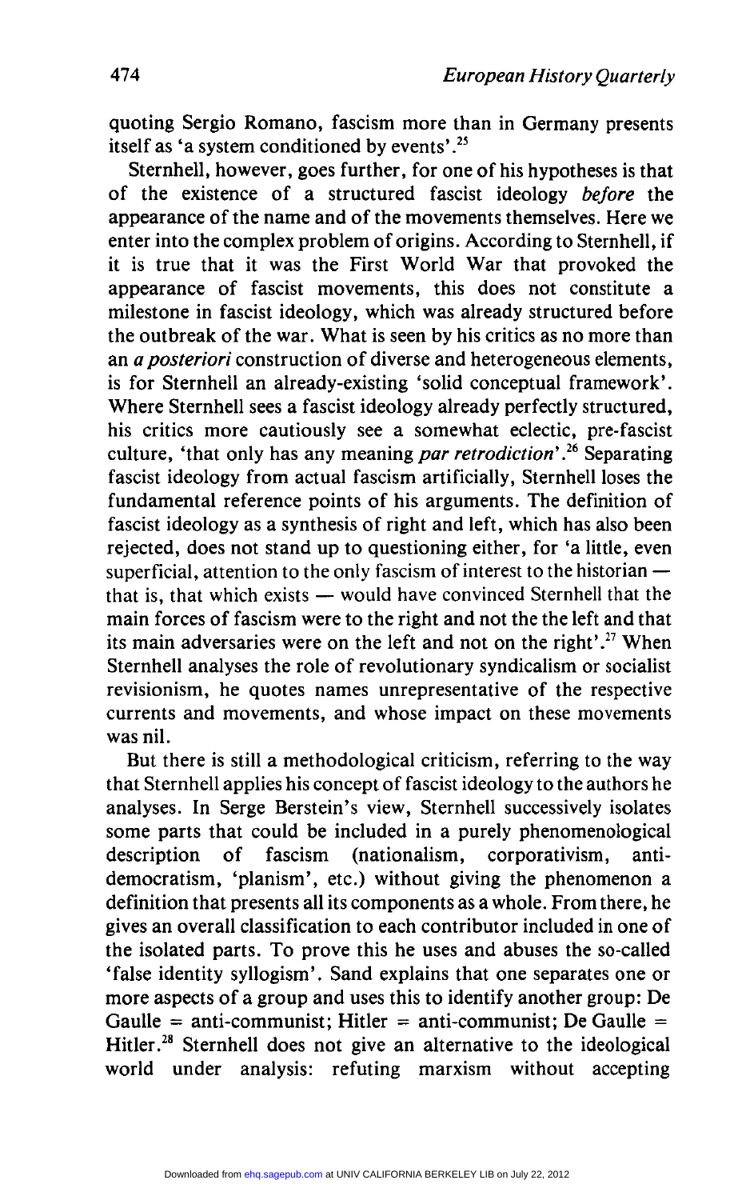quoting Sergio Romano, fascism more than in Germany presents itself as 'a system conditioned by events'.[25]

Sternhell, however, goes further, for one of his hypotheses is that of the existence of a structured fascist ideology *before* the appearance of the name and of the movements themselves. Here we enter into the complex problem of origins. According to Sternhell, if it is true that it was the First World War that provoked the appearance of fascist movements, this does not constitute a milestone in fascist ideology, which was already structured before the outbreak of the war. What is seen by his critics as no more than an *a posteriori* construction of diverse and heterogeneous elements, is for Sternhell an already-existing 'solid conceptual framework'. Where Sternhell sees a fascist ideology already perfectly structured, his critics more cautiously see a somewhat eclectic, pre-fascist culture, 'that only has any meaning *par retrodiction*'.[26] Separating fascist ideology from actual fascism artificially, Sternhell loses the fundamental reference points of his arguments. The definition of fascist ideology as a synthesis of right and left, which has also been rejected, does not stand up to questioning either, for 'a little, even superficial, attention to the only fascism of interest to the historian — that is, that which exists — would have convinced Sternhell that the main forces of fascism were to the right and not the the left and that its main adversaries were on the left and not on the right'.[27] When Sternhell analyses the role of revolutionary syndicalism or socialist revisionism, he quotes names unrepresentative of the respective currents and movements, and whose impact on these movements was nil.

But there is still a methodological criticism, referring to the way that Sternhell applies his concept of fascist ideology to the authors he analyses. In Serge Berstein's view, Sternhell successively isolates some parts that could be included in a purely phenomenological description of fascism (nationalism, corporativism, anti-democratism, 'planism', etc.) without giving the phenomenon a definition that presents all its components as a whole. From there, he gives an overall classification to each contributor included in one of the isolated parts. To prove this he uses and abuses the so-called 'false identity syllogism'. Sand explains that one separates one or more aspects of a group and uses this to identify another group: De Gaulle = anti-communist; Hitler = anti-communist; De Gaulle = Hitler.[28] Sternhell does not give an alternative to the ideological world under analysis: refuting marxism without accepting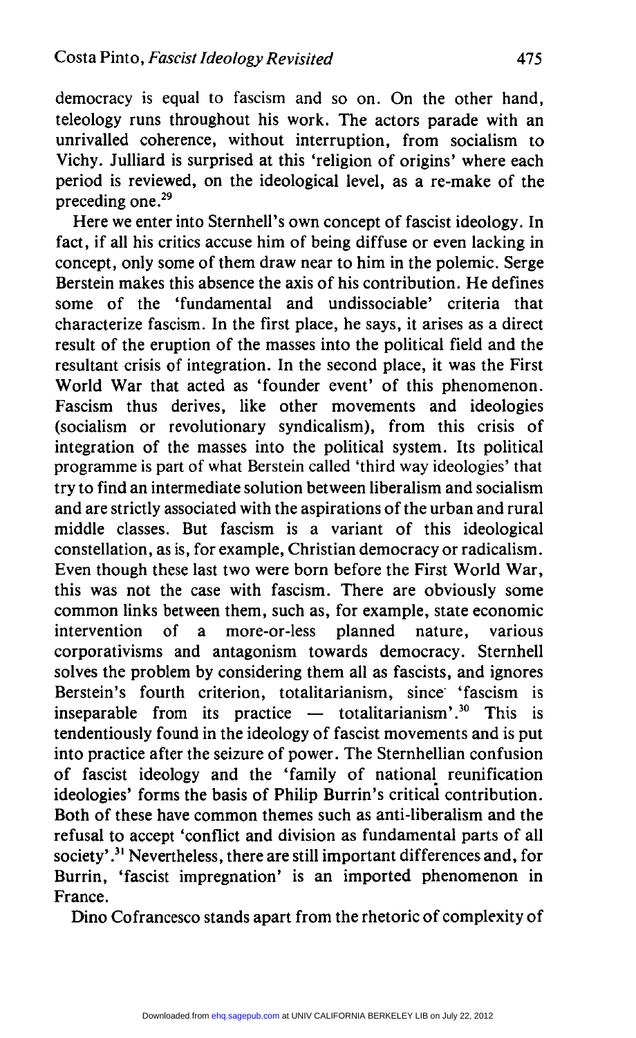democracy is equal to fascism and so on. On the other hand, teleology runs throughout his work. The actors parade with an unrivalled coherence, without interruption, from socialism to Vichy. Julliard is surprised at this 'religion of origins' where each period is reviewed, on the ideological level, as a re-make of the preceding one.[29]

Here we enter into Sternhell's own concept of fascist ideology. In fact, if all his critics accuse him of being diffuse or even lacking in concept, only some of them draw near to him in the polemic. Serge Berstein makes this absence the axis of his contribution. He defines some of the 'fundamental and undissociable' criteria that characterize fascism. In the first place, he says, it arises as a direct result of the eruption of the masses into the political field and the resultant crisis of integration. In the second place, it was the First World War that acted as 'founder event' of this phenomenon. Fascism thus derives, like other movements and ideologies (socialism or revolutionary syndicalism), from this crisis of integration of the masses into the political system. Its political programme is part of what Berstein called 'third way ideologies' that try to find an intermediate solution between liberalism and socialism and are strictly associated with the aspirations of the urban and rural middle classes. But fascism is a variant of this ideological constellation, as is, for example, Christian democracy or radicalism. Even though these last two were born before the First World War, this was not the case with fascism. There are obviously some common links between them, such as, for example, state economic intervention of a more-or-less planned nature, various corporativisms and antagonism towards democracy. Sternhell solves the problem by considering them all as fascists, and ignores Berstein's fourth criterion, totalitarianism, since 'fascism is inseparable from its practice — totalitarianism'.[30] This is tendentiously found in the ideology of fascist movements and is put into practice after the seizure of power. The Sternhellian confusion of fascist ideology and the 'family of national reunification ideologies' forms the basis of Philip Burrin's critical contribution. Both of these have common themes such as anti-liberalism and the refusal to accept 'conflict and division as fundamental parts of all society'.[31] Nevertheless, there are still important differences and, for Burrin, 'fascist impregnation' is an imported phenomenon in France.

Dino Cofrancesco stands apart from the rhetoric of complexity of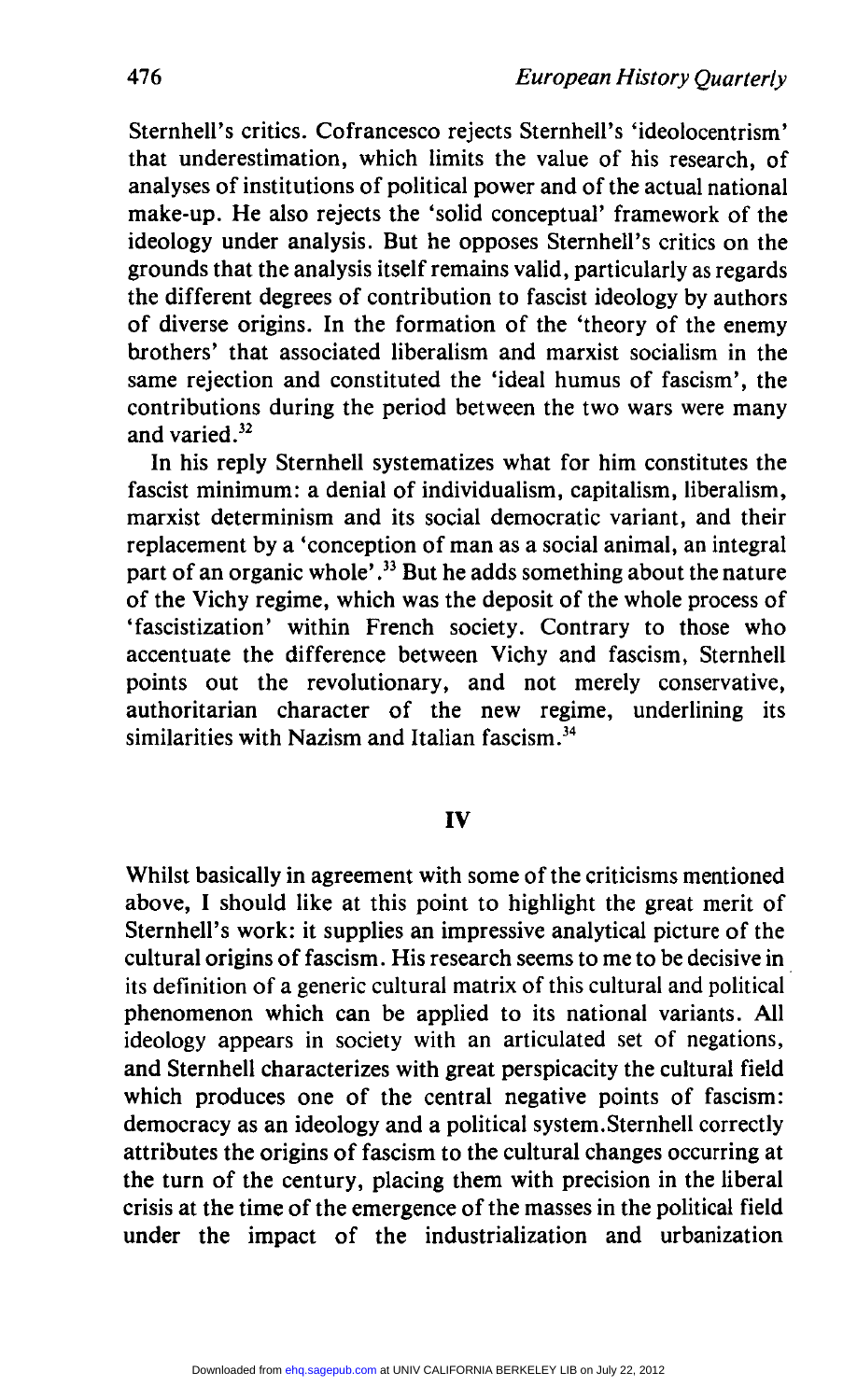Sternhell's critics. Cofrancesco rejects Sternhell's 'ideolocentrism' that underestimation, which limits the value of his research, of analyses of institutions of political power and of the actual national make-up. He also rejects the 'solid conceptual' framework of the ideology under analysis. But he opposes Sternhell's critics on the grounds that the analysis itself remains valid, particularly as regards the different degrees of contribution to fascist ideology by authors of diverse origins. In the formation of the 'theory of the enemy brothers' that associated liberalism and marxist socialism in the same rejection and constituted the 'ideal humus of fascism', the contributions during the period between the two wars were many and varied.[32]

In his reply Sternhell systematizes what for him constitutes the fascist minimum: a denial of individualism, capitalism, liberalism, marxist determinism and its social democratic variant, and their replacement by a 'conception of man as a social animal, an integral part of an organic whole'.[33] But he adds something about the nature of the Vichy regime, which was the deposit of the whole process of 'fascistization' within French society. Contrary to those who accentuate the difference between Vichy and fascism, Sternhell points out the revolutionary, and not merely conservative, authoritarian character of the new regime, underlining its similarities with Nazism and Italian fascism.[34]

## IV

Whilst basically in agreement with some of the criticisms mentioned above, I should like at this point to highlight the great merit of Sternhell's work: it supplies an impressive analytical picture of the cultural origins of fascism. His research seems to me to be decisive in its definition of a generic cultural matrix of this cultural and political phenomenon which can be applied to its national variants. All ideology appears in society with an articulated set of negations, and Sternhell characterizes with great perspicacity the cultural field which produces one of the central negative points of fascism: democracy as an ideology and a political system. Sternhell correctly attributes the origins of fascism to the cultural changes occurring at the turn of the century, placing them with precision in the liberal crisis at the time of the emergence of the masses in the political field under the impact of the industrialization and urbanization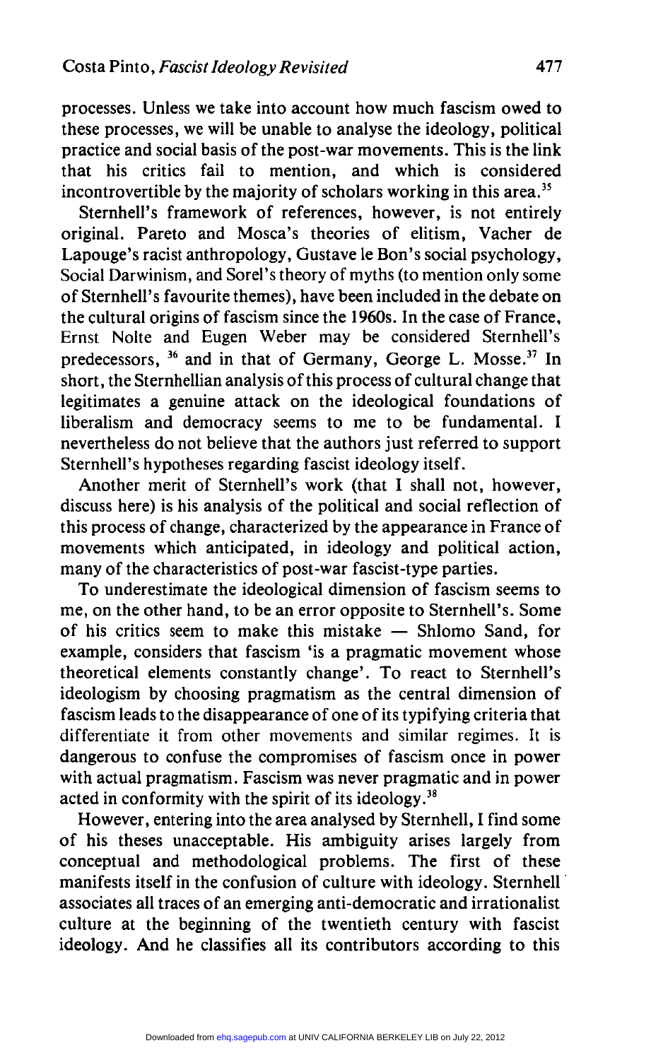processes. Unless we take into account how much fascism owed to these processes, we will be unable to analyse the ideology, political practice and social basis of the post-war movements. This is the link that his critics fail to mention, and which is considered incontrovertible by the majority of scholars working in this area.[35]

Sternhell's framework of references, however, is not entirely original. Pareto and Mosca's theories of elitism, Vacher de Lapouge's racist anthropology, Gustave le Bon's social psychology, Social Darwinism, and Sorel's theory of myths (to mention only some of Sternhell's favourite themes), have been included in the debate on the cultural origins of fascism since the 1960s. In the case of France, Ernst Nolte and Eugen Weber may be considered Sternhell's predecessors, [36] and in that of Germany, George L. Mosse.[37] In short, the Sternhellian analysis of this process of cultural change that legitimates a genuine attack on the ideological foundations of liberalism and democracy seems to me to be fundamental. I nevertheless do not believe that the authors just referred to support Sternhell's hypotheses regarding fascist ideology itself.

Another merit of Sternhell's work (that I shall not, however, discuss here) is his analysis of the political and social reflection of this process of change, characterized by the appearance in France of movements which anticipated, in ideology and political action, many of the characteristics of post-war fascist-type parties.

To underestimate the ideological dimension of fascism seems to me, on the other hand, to be an error opposite to Sternhell's. Some of his critics seem to make this mistake — Shlomo Sand, for example, considers that fascism 'is a pragmatic movement whose theoretical elements constantly change'. To react to Sternhell's ideologism by choosing pragmatism as the central dimension of fascism leads to the disappearance of one of its typifying criteria that differentiate it from other movements and similar regimes. It is dangerous to confuse the compromises of fascism once in power with actual pragmatism. Fascism was never pragmatic and in power acted in conformity with the spirit of its ideology.[38]

However, entering into the area analysed by Sternhell, I find some of his theses unacceptable. His ambiguity arises largely from conceptual and methodological problems. The first of these manifests itself in the confusion of culture with ideology. Sternhell associates all traces of an emerging anti-democratic and irrationalist culture at the beginning of the twentieth century with fascist ideology. And he classifies all its contributors according to this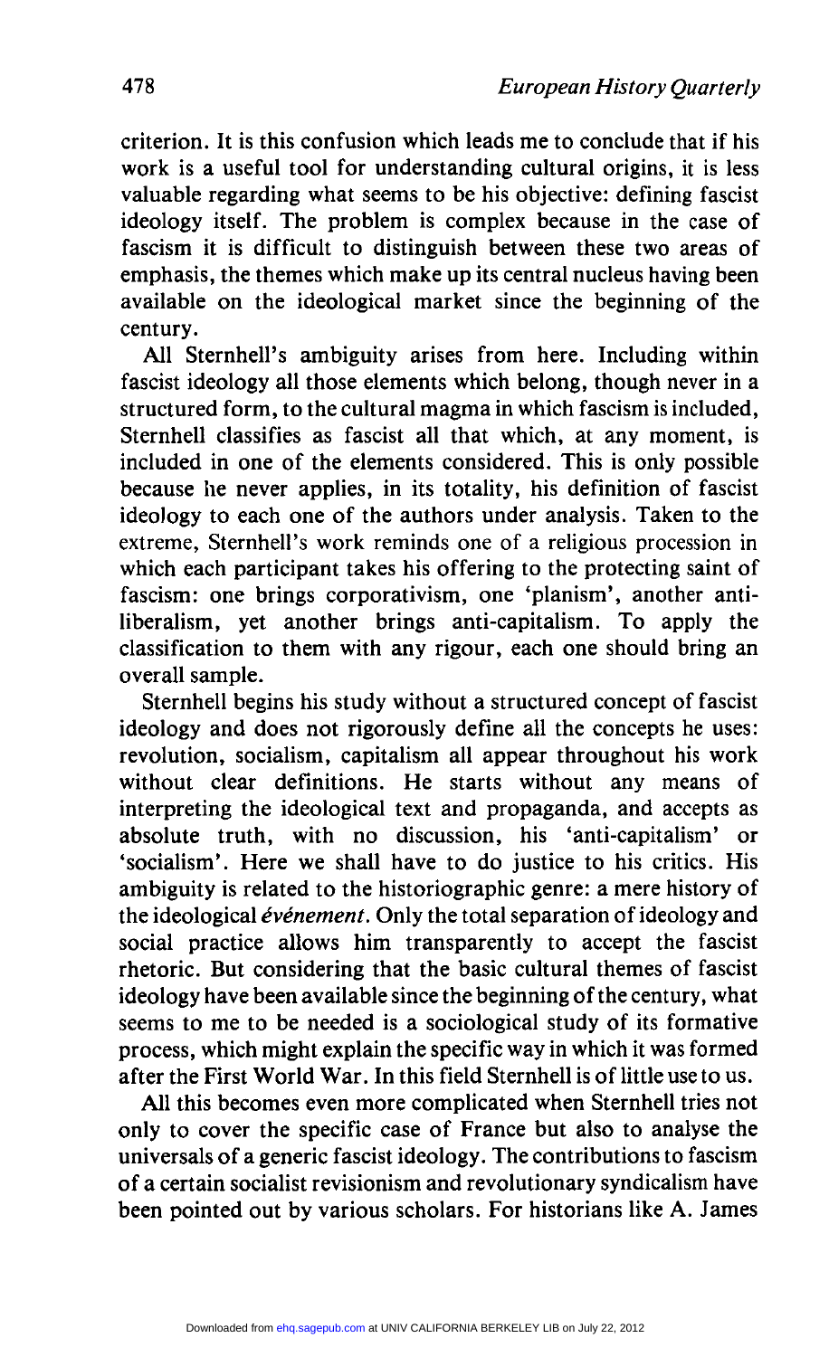criterion. It is this confusion which leads me to conclude that if his work is a useful tool for understanding cultural origins, it is less valuable regarding what seems to be his objective: defining fascist ideology itself. The problem is complex because in the case of fascism it is difficult to distinguish between these two areas of emphasis, the themes which make up its central nucleus having been available on the ideological market since the beginning of the century.

All Sternhell's ambiguity arises from here. Including within fascist ideology all those elements which belong, though never in a structured form, to the cultural magma in which fascism is included, Sternhell classifies as fascist all that which, at any moment, is included in one of the elements considered. This is only possible because he never applies, in its totality, his definition of fascist ideology to each one of the authors under analysis. Taken to the extreme, Sternhell's work reminds one of a religious procession in which each participant takes his offering to the protecting saint of fascism: one brings corporativism, one 'planism', another anti-liberalism, yet another brings anti-capitalism. To apply the classification to them with any rigour, each one should bring an overall sample.

Sternhell begins his study without a structured concept of fascist ideology and does not rigorously define all the concepts he uses: revolution, socialism, capitalism all appear throughout his work without clear definitions. He starts without any means of interpreting the ideological text and propaganda, and accepts as absolute truth, with no discussion, his 'anti-capitalism' or 'socialism'. Here we shall have to do justice to his critics. His ambiguity is related to the historiographic genre: a mere history of the ideological *événement*. Only the total separation of ideology and social practice allows him transparently to accept the fascist rhetoric. But considering that the basic cultural themes of fascist ideology have been available since the beginning of the century, what seems to me to be needed is a sociological study of its formative process, which might explain the specific way in which it was formed after the First World War. In this field Sternhell is of little use to us.

All this becomes even more complicated when Sternhell tries not only to cover the specific case of France but also to analyse the universals of a generic fascist ideology. The contributions to fascism of a certain socialist revisionism and revolutionary syndicalism have been pointed out by various scholars. For historians like A. James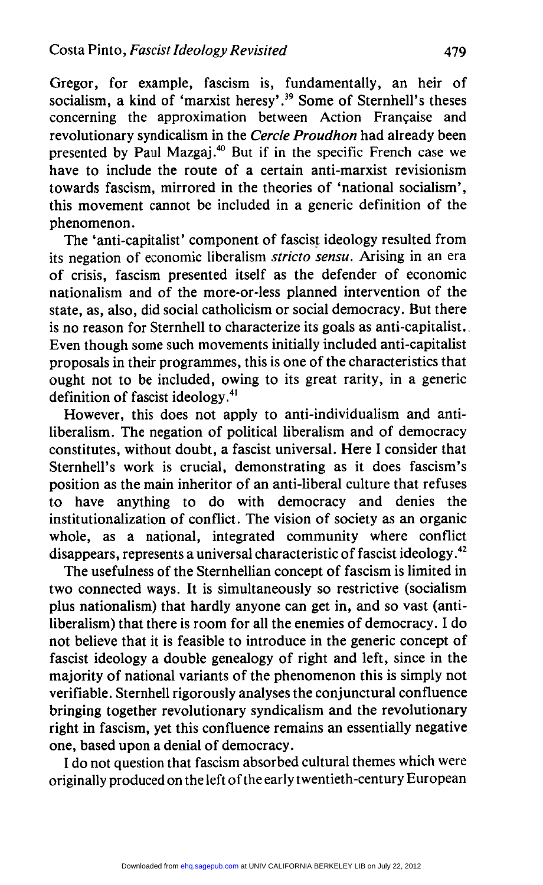Gregor, for example, fascism is, fundamentally, an heir of socialism, a kind of 'marxist heresy'.[39] Some of Sternhell's theses concerning the approximation between Action Française and revolutionary syndicalism in the *Cercle Proudhon* had already been presented by Paul Mazgaj.[40] But if in the specific French case we have to include the route of a certain anti-marxist revisionism towards fascism, mirrored in the theories of 'national socialism', this movement cannot be included in a generic definition of the phenomenon.

The 'anti-capitalist' component of fascist ideology resulted from its negation of economic liberalism *stricto sensu*. Arising in an era of crisis, fascism presented itself as the defender of economic nationalism and of the more-or-less planned intervention of the state, as, also, did social catholicism or social democracy. But there is no reason for Sternhell to characterize its goals as anti-capitalist. Even though some such movements initially included anti-capitalist proposals in their programmes, this is one of the characteristics that ought not to be included, owing to its great rarity, in a generic definition of fascist ideology.[41]

However, this does not apply to anti-individualism and anti-liberalism. The negation of political liberalism and of democracy constitutes, without doubt, a fascist universal. Here I consider that Sternhell's work is crucial, demonstrating as it does fascism's position as the main inheritor of an anti-liberal culture that refuses to have anything to do with democracy and denies the institutionalization of conflict. The vision of society as an organic whole, as a national, integrated community where conflict disappears, represents a universal characteristic of fascist ideology.[42]

The usefulness of the Sternhellian concept of fascism is limited in two connected ways. It is simultaneously so restrictive (socialism plus nationalism) that hardly anyone can get in, and so vast (anti-liberalism) that there is room for all the enemies of democracy. I do not believe that it is feasible to introduce in the generic concept of fascist ideology a double genealogy of right and left, since in the majority of national variants of the phenomenon this is simply not verifiable. Sternhell rigorously analyses the conjunctural confluence bringing together revolutionary syndicalism and the revolutionary right in fascism, yet this confluence remains an essentially negative one, based upon a denial of democracy.

I do not question that fascism absorbed cultural themes which were originally produced on the left of the early twentieth-century European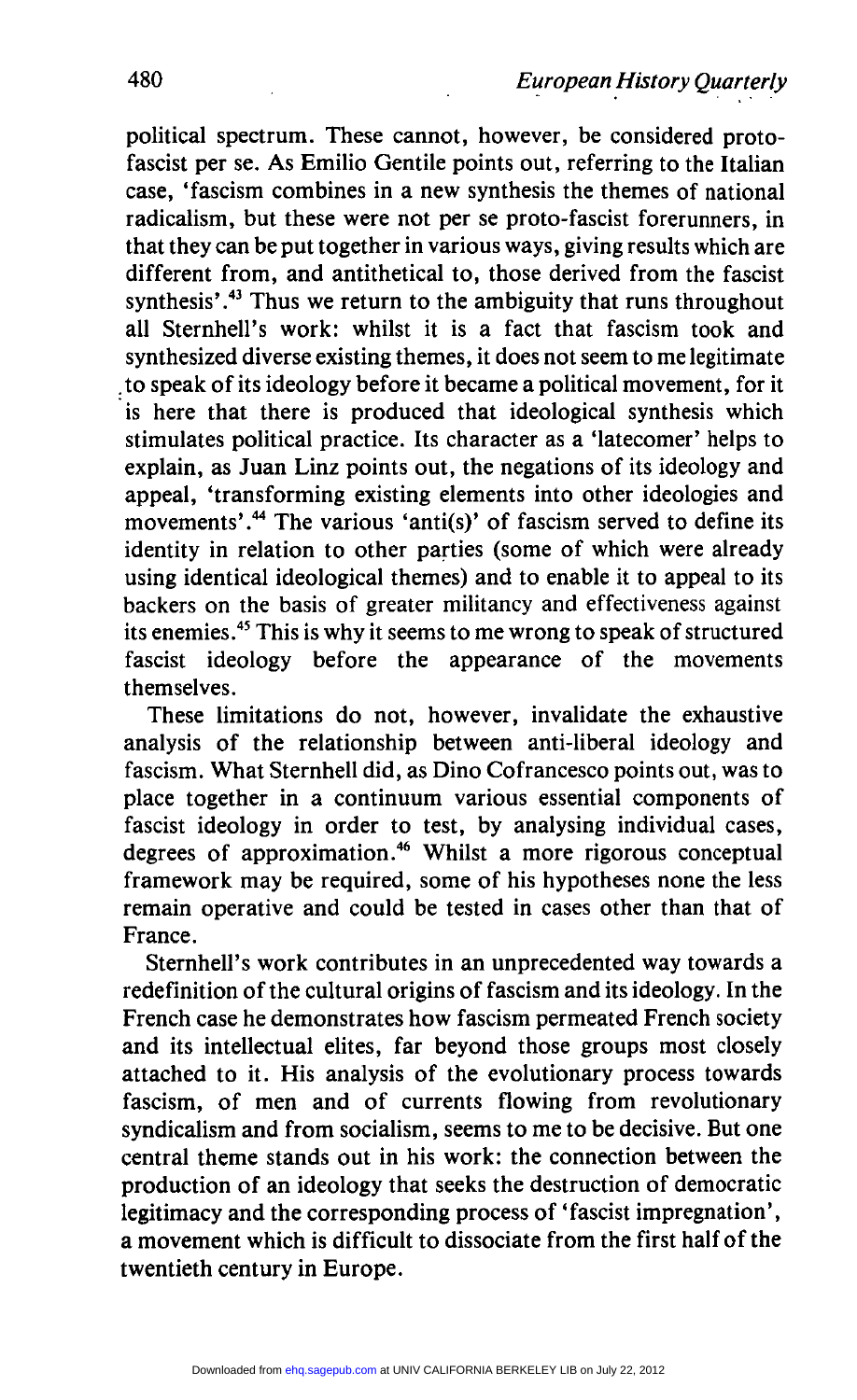political spectrum. These cannot, however, be considered proto-fascist per se. As Emilio Gentile points out, referring to the Italian case, 'fascism combines in a new synthesis the themes of national radicalism, but these were not per se proto-fascist forerunners, in that they can be put together in various ways, giving results which are different from, and antithetical to, those derived from the fascist synthesis'.[43] Thus we return to the ambiguity that runs throughout all Sternhell's work: whilst it is a fact that fascism took and synthesized diverse existing themes, it does not seem to me legitimate to speak of its ideology before it became a political movement, for it is here that there is produced that ideological synthesis which stimulates political practice. Its character as a 'latecomer' helps to explain, as Juan Linz points out, the negations of its ideology and appeal, 'transforming existing elements into other ideologies and movements'.[44] The various 'anti(s)' of fascism served to define its identity in relation to other parties (some of which were already using identical ideological themes) and to enable it to appeal to its backers on the basis of greater militancy and effectiveness against its enemies.[45] This is why it seems to me wrong to speak of structured fascist ideology before the appearance of the movements themselves.

These limitations do not, however, invalidate the exhaustive analysis of the relationship between anti-liberal ideology and fascism. What Sternhell did, as Dino Cofrancesco points out, was to place together in a continuum various essential components of fascist ideology in order to test, by analysing individual cases, degrees of approximation.[46] Whilst a more rigorous conceptual framework may be required, some of his hypotheses none the less remain operative and could be tested in cases other than that of France.

Sternhell's work contributes in an unprecedented way towards a redefinition of the cultural origins of fascism and its ideology. In the French case he demonstrates how fascism permeated French society and its intellectual elites, far beyond those groups most closely attached to it. His analysis of the evolutionary process towards fascism, of men and of currents flowing from revolutionary syndicalism and from socialism, seems to me to be decisive. But one central theme stands out in his work: the connection between the production of an ideology that seeks the destruction of democratic legitimacy and the corresponding process of 'fascist impregnation', a movement which is difficult to dissociate from the first half of the twentieth century in Europe.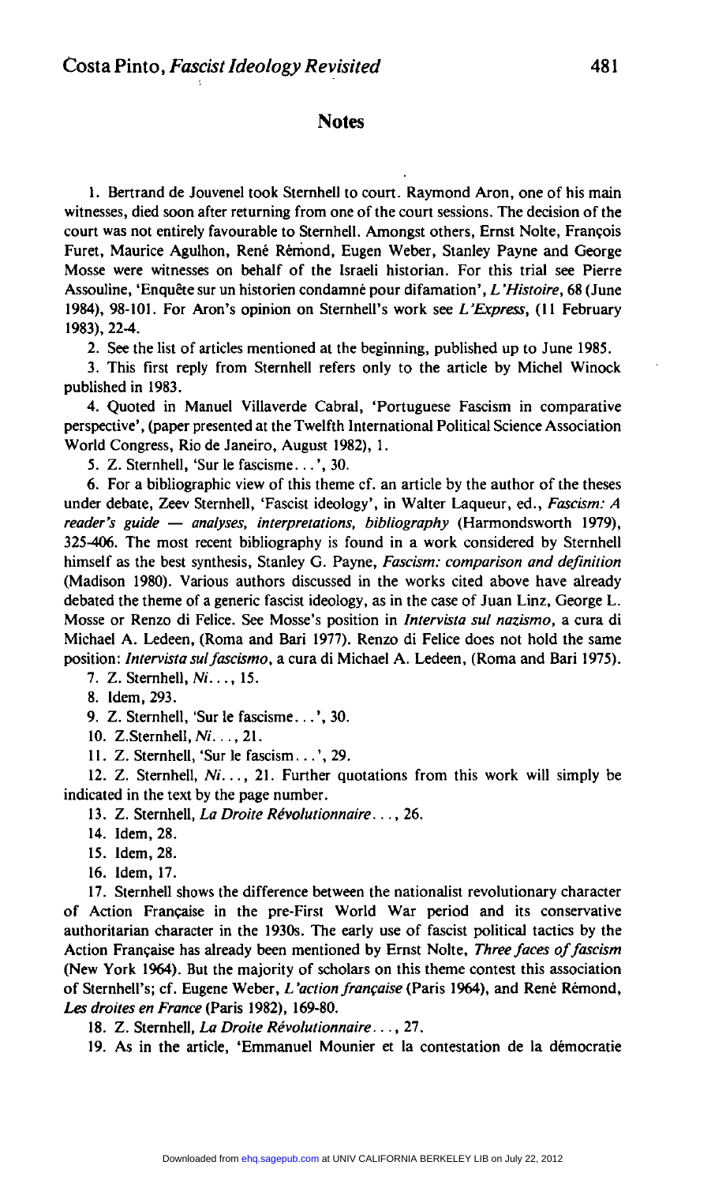## Notes

1. Bertrand de Jouvenel took Sternhell to court. Raymond Aron, one of his main witnesses, died soon after returning from one of the court sessions. The decision of the court was not entirely favourable to Sternhell. Amongst others, Ernst Nolte, François Furet, Maurice Agulhon, René Rémond, Eugen Weber, Stanley Payne and George Mosse were witnesses on behalf of the Israeli historian. For this trial see Pierre Assouline, 'Enquête sur un historien condamné pour difamation', *L'Histoire*, 68 (June 1984), 98-101. For Aron's opinion on Sternhell's work see *L'Express*, (11 February 1983), 22-4.

2. See the list of articles mentioned at the beginning, published up to June 1985.

3. This first reply from Sternhell refers only to the article by Michel Winock published in 1983.

4. Quoted in Manuel Villaverde Cabral, 'Portuguese Fascism in comparative perspective', (paper presented at the Twelfth International Political Science Association World Congress, Rio de Janeiro, August 1982), 1.

5. Z. Sternhell, 'Sur le fascisme...', 30.

6. For a bibliographic view of this theme cf. an article by the author of the theses under debate, Zeev Sternhell, 'Fascist ideology', in Walter Laqueur, ed., *Fascism: A reader's guide — analyses, interpretations, bibliography* (Harmondsworth 1979), 325-406. The most recent bibliography is found in a work considered by Sternhell himself as the best synthesis, Stanley G. Payne, *Fascism: comparison and definition* (Madison 1980). Various authors discussed in the works cited above have already debated the theme of a generic fascist ideology, as in the case of Juan Linz, George L. Mosse or Renzo di Felice. See Mosse's position in *Intervista sul nazismo*, a cura di Michael A. Ledeen, (Roma and Bari 1977). Renzo di Felice does not hold the same position: *Intervista sul fascismo*, a cura di Michael A. Ledeen, (Roma and Bari 1975).

7. Z. Sternhell, *Ni...*, 15.

8. Idem, 293.

9. Z. Sternhell, 'Sur le fascisme...', 30.

10. Z.Sternhell, *Ni...*, 21.

11. Z. Sternhell, 'Sur le fascism...', 29.

12. Z. Sternhell, *Ni...*, 21. Further quotations from this work will simply be indicated in the text by the page number.

13. Z. Sternhell, *La Droite Révolutionnaire...*, 26.

14. Idem, 28.

15. Idem, 28.

16. Idem, 17.

17. Sternhell shows the difference between the nationalist revolutionary character of Action Française in the pre-First World War period and its conservative authoritarian character in the 1930s. The early use of fascist political tactics by the Action Française has already been mentioned by Ernst Nolte, *Three faces of fascism* (New York 1964). But the majority of scholars on this theme contest this association of Sternhell's; cf. Eugene Weber, *L'action française* (Paris 1964), and René Rémond, *Les droites en France* (Paris 1982), 169-80.

18. Z. Sternhell, *La Droite Révolutionnaire...*, 27.

19. As in the article, 'Emmanuel Mounier et la contestation de la démocratie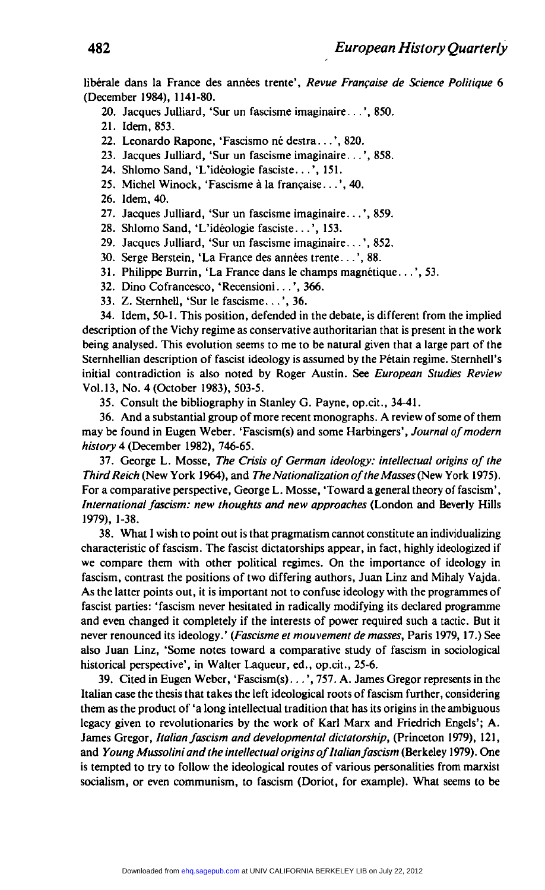libérale dans la France des années trente', *Revue Française de Science Politique* 6 (December 1984), 1141-80.

20. Jacques Julliard, 'Sur un fascisme imaginaire...', 850.

21. Idem, 853.

22. Leonardo Rapone, 'Fascismo né destra...', 820.

23. Jacques Julliard, 'Sur un fascisme imaginaire...', 858.

24. Shlomo Sand, 'L'idéologie fasciste...', 151.

25. Michel Winock, 'Fascisme à la française...', 40.

26. Idem, 40.

27. Jacques Julliard, 'Sur un fascisme imaginaire...', 859.

28. Shlomo Sand, 'L'idéologie fasciste...', 153.

29. Jacques Julliard, 'Sur un fascisme imaginaire...', 852.

30. Serge Berstein, 'La France des années trente...', 88.

31. Philippe Burrin, 'La France dans le champs magnétique...', 53.

32. Dino Cofrancesco, 'Recensioni...', 366.

33. Z. Sternhell, 'Sur le fascisme...', 36.

34. Idem, 50-1. This position, defended in the debate, is different from the implied description of the Vichy regime as conservative authoritarian that is present in the work being analysed. This evolution seems to me to be natural given that a large part of the Sternhellian description of fascist ideology is assumed by the Pétain regime. Sternhell's initial contradiction is also noted by Roger Austin. See *European Studies Review* Vol.13, No. 4 (October 1983), 503-5.

35. Consult the bibliography in Stanley G. Payne, op.cit., 34-41.

36. And a substantial group of more recent monographs. A review of some of them may be found in Eugen Weber. 'Fascism(s) and some Harbingers', *Journal of modern history* 4 (December 1982), 746-65.

37. George L. Mosse, *The Crisis of German ideology: intellectual origins of the Third Reich* (New York 1964), and *The Nationalization of the Masses* (New York 1975). For a comparative perspective, George L. Mosse, 'Toward a general theory of fascism', *International fascism: new thoughts and new approaches* (London and Beverly Hills 1979), 1-38.

38. What I wish to point out is that pragmatism cannot constitute an individualizing characteristic of fascism. The fascist dictatorships appear, in fact, highly ideologized if we compare them with other political regimes. On the importance of ideology in fascism, contrast the positions of two differing authors, Juan Linz and Mihaly Vajda. As the latter points out, it is important not to confuse ideology with the programmes of fascist parties: 'fascism never hesitated in radically modifying its declared programme and even changed it completely if the interests of power required such a tactic. But it never renounced its ideology.' (*Fascisme et mouvement de masses*, Paris 1979, 17.) See also Juan Linz, 'Some notes toward a comparative study of fascism in sociological historical perspective', in Walter Laqueur, ed., op.cit., 25-6.

39. Cited in Eugen Weber, 'Fascism(s)...', 757. A. James Gregor represents in the Italian case the thesis that takes the left ideological roots of fascism further, considering them as the product of 'a long intellectual tradition that has its origins in the ambiguous legacy given to revolutionaries by the work of Karl Marx and Friedrich Engels'; A. James Gregor, *Italian fascism and developmental dictatorship*, (Princeton 1979), 121, and *Young Mussolini and the intellectual origins of Italian fascism* (Berkeley 1979). One is tempted to try to follow the ideological routes of various personalities from marxist socialism, or even communism, to fascism (Doriot, for example). What seems to be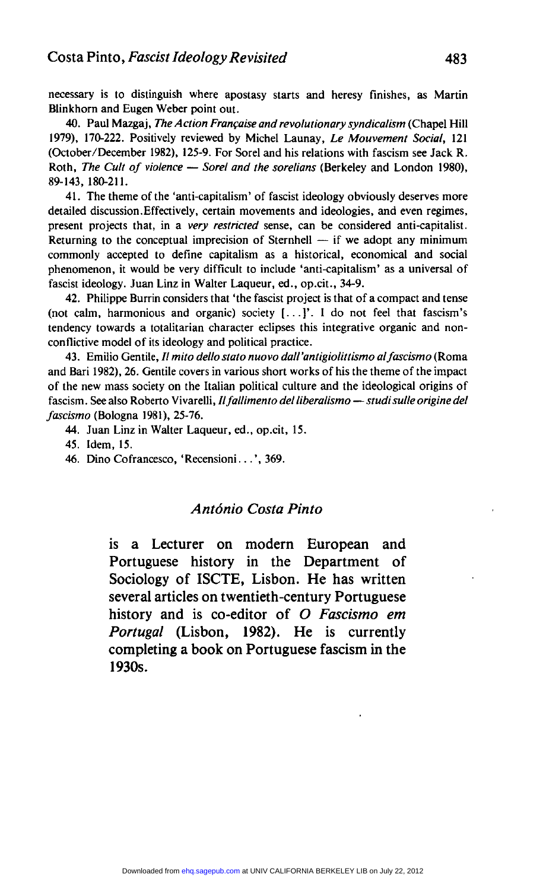necessary is to distinguish where apostasy starts and heresy finishes, as Martin Blinkhorn and Eugen Weber point out.

40. Paul Mazgaj, *The Action Française and revolutionary syndicalism* (Chapel Hill 1979), 170-222. Positively reviewed by Michel Launay, *Le Mouvement Social*, 121 (October/December 1982), 125-9. For Sorel and his relations with fascism see Jack R. Roth, *The Cult of violence — Sorel and the sorelians* (Berkeley and London 1980), 89-143, 180-211.

41. The theme of the 'anti-capitalism' of fascist ideology obviously deserves more detailed discussion. Effectively, certain movements and ideologies, and even regimes, present projects that, in a *very restricted* sense, can be considered anti-capitalist. Returning to the conceptual imprecision of Sternhell — if we adopt any minimum commonly accepted to define capitalism as a historical, economical and social phenomenon, it would be very difficult to include 'anti-capitalism' as a universal of fascist ideology. Juan Linz in Walter Laqueur, ed., op.cit., 34-9.

42. Philippe Burrin considers that 'the fascist project is that of a compact and tense (not calm, harmonious and organic) society [...]'. I do not feel that fascism's tendency towards a totalitarian character eclipses this integrative organic and non-conflictive model of its ideology and political practice.

43. Emilio Gentile, *Il mito dello stato nuovo dall'antigiolittismo al fascismo* (Roma and Bari 1982), 26. Gentile covers in various short works of his the theme of the impact of the new mass society on the Italian political culture and the ideological origins of fascism. See also Roberto Vivarelli, *Il fallimento del liberalismo — studi sulle origine del fascismo* (Bologna 1981), 25-76.

44. Juan Linz in Walter Laqueur, ed., op.cit, 15.

45. Idem, 15.

46. Dino Cofrancesco, 'Recensioni...', 369.

## *António Costa Pinto*

**is a Lecturer on modern European and Portuguese history in the Department of Sociology of ISCTE, Lisbon. He has written several articles on twentieth-century Portuguese history and is co-editor of *O Fascismo em Portugal* (Lisbon, 1982). He is currently completing a book on Portuguese fascism in the 1930s.**